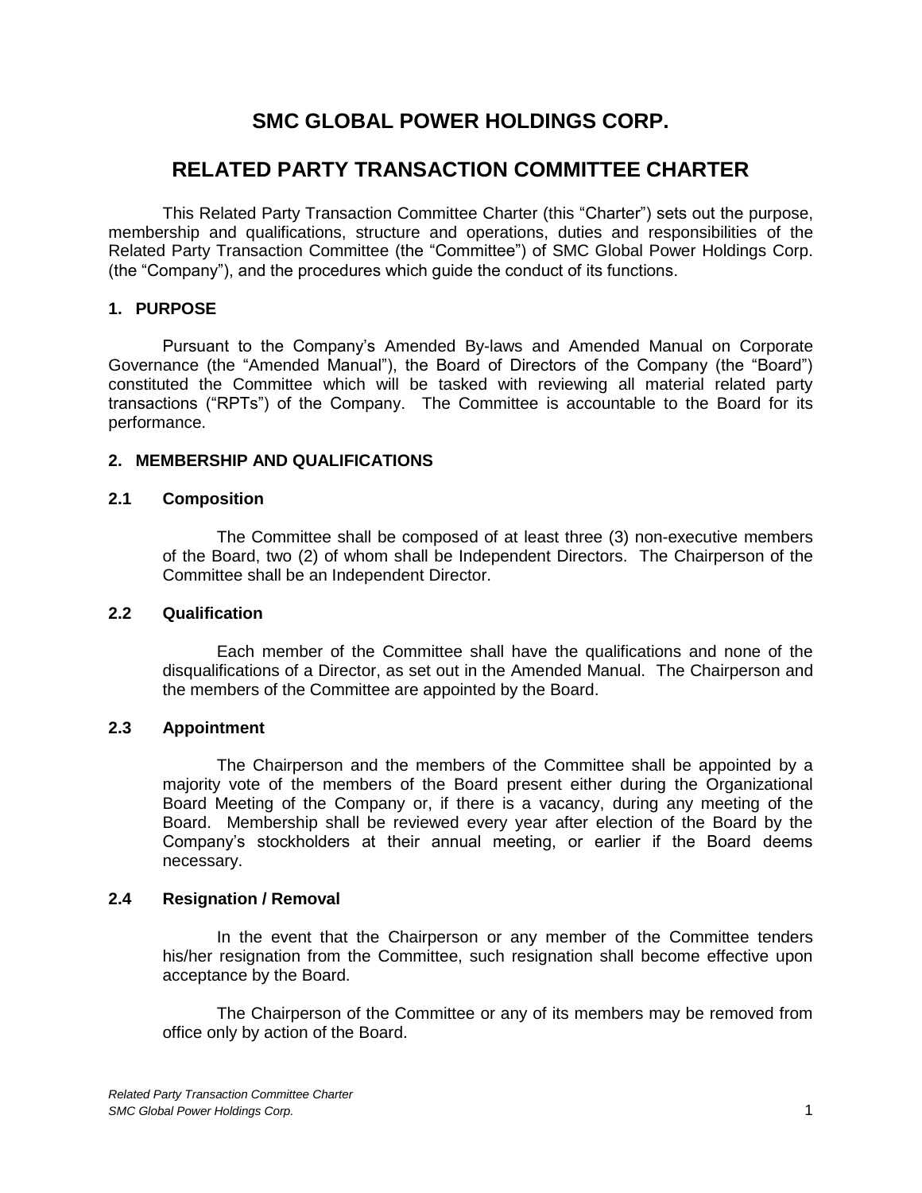# SMC GLOBAL POWER HOLDINGS CORP.

# RELATED PARTY TRANSACTION COMMITTEE CHARTER

This Related Party Transaction Committee Charter (this "Charter") sets out the purpose, membership and qualifications, structure and operations, duties and responsibilities of the Related Party Transaction Committee (the "Committee") of SMC Global Power Holdings Corp. (the "Company"), and the procedures which guide the conduct of its functions.

## 1. PURPOSE

Pursuant to the Company's Amended By-laws and Amended Manual on Corporate Governance (the "Amended Manual"), the Board of Directors of the Company (the "Board") constituted the Committee which will be tasked with reviewing all material related party transactions ("RPTs") of the Company. The Committee is accountable to the Board for its performance.

## 2. MEMBERSHIP AND QUALIFICATIONS

### 2.1 Composition

The Committee shall be composed of at least three (3) non-executive members of the Board, two (2) of whom shall be Independent Directors. The Chairperson of the Committee shall be an Independent Director.

### 2.2 Qualification

Each member of the Committee shall have the qualifications and none of the disqualifications of a Director, as set out in the Amended Manual. The Chairperson and the members of the Committee are appointed by the Board.

### 2.3 Appointment

The Chairperson and the members of the Committee shall be appointed by a majority vote of the members of the Board present either during the Organizational Board Meeting of the Company or, if there is a vacancy, during any meeting of the Board. Membership shall be reviewed every year after election of the Board by the Company's stockholders at their annual meeting, or earlier if the Board deems necessary.

### 2.4 Resignation / Removal

In the event that the Chairperson or any member of the Committee tenders his/her resignation from the Committee, such resignation shall become effective upon acceptance by the Board.

The Chairperson of the Committee or any of its members may be removed from office only by action of the Board.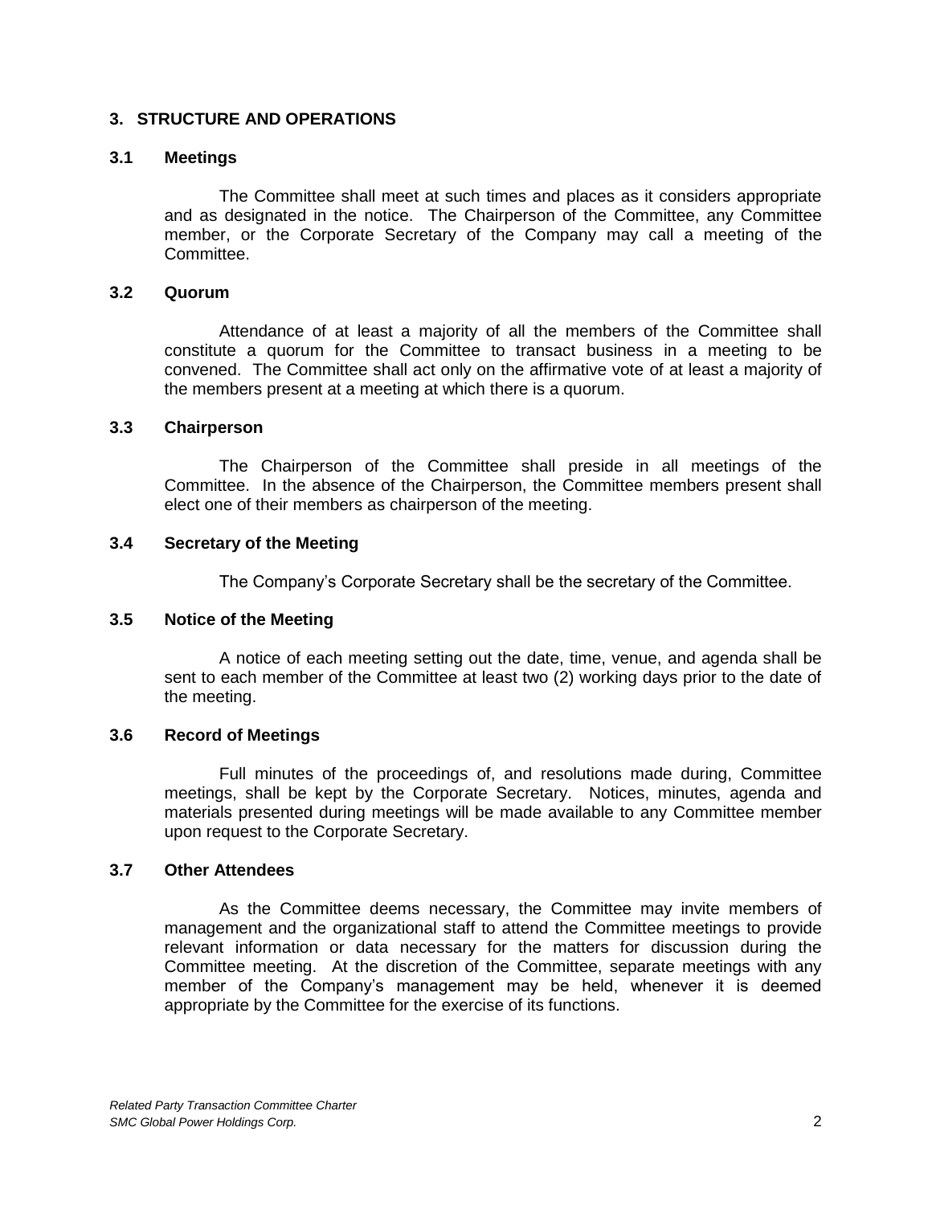## 3. STRUCTURE AND OPERATIONS

### 3.1 Meetings

The Committee shall meet at such times and places as it considers appropriate and as designated in the notice. The Chairperson of the Committee, any Committee member, or the Corporate Secretary of the Company may call a meeting of the Committee.

### 3.2 Quorum

Attendance of at least a majority of all the members of the Committee shall constitute a quorum for the Committee to transact business in a meeting to be convened. The Committee shall act only on the affirmative vote of at least a majority of the members present at a meeting at which there is a quorum.

### 3.3 Chairperson

The Chairperson of the Committee shall preside in all meetings of the Committee. In the absence of the Chairperson, the Committee members present shall elect one of their members as chairperson of the meeting.

### 3.4 Secretary of the Meeting

The Company's Corporate Secretary shall be the secretary of the Committee.

### 3.5 Notice of the Meeting

A notice of each meeting setting out the date, time, venue, and agenda shall be sent to each member of the Committee at least two (2) working days prior to the date of the meeting.

### 3.6 Record of Meetings

Full minutes of the proceedings of, and resolutions made during, Committee meetings, shall be kept by the Corporate Secretary. Notices, minutes, agenda and materials presented during meetings will be made available to any Committee member upon request to the Corporate Secretary.

### 3.7 Other Attendees

As the Committee deems necessary, the Committee may invite members of management and the organizational staff to attend the Committee meetings to provide relevant information or data necessary for the matters for discussion during the Committee meeting. At the discretion of the Committee, separate meetings with any member of the Company's management may be held, whenever it is deemed appropriate by the Committee for the exercise of its functions.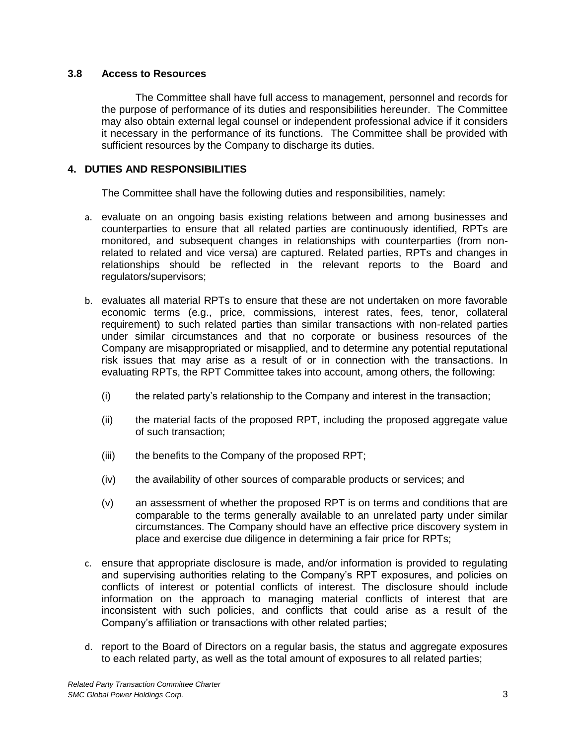### 3.8 Access to Resources

The Committee shall have full access to management, personnel and records for the purpose of performance of its duties and responsibilities hereunder. The Committee may also obtain external legal counsel or independent professional advice if it considers it necessary in the performance of its functions. The Committee shall be provided with sufficient resources by the Company to discharge its duties.

## 4. DUTIES AND RESPONSIBILITIES

The Committee shall have the following duties and responsibilities, namely:

a. evaluate on an ongoing basis existing relations between and among businesses and counterparties to ensure that all related parties are continuously identified, RPTs are monitored, and subsequent changes in relationships with counterparties (from non-related to related and vice versa) are captured. Related parties, RPTs and changes in relationships should be reflected in the relevant reports to the Board and regulators/supervisors;

b. evaluates all material RPTs to ensure that these are not undertaken on more favorable economic terms (e.g., price, commissions, interest rates, fees, tenor, collateral requirement) to such related parties than similar transactions with non-related parties under similar circumstances and that no corporate or business resources of the Company are misappropriated or misapplied, and to determine any potential reputational risk issues that may arise as a result of or in connection with the transactions. In evaluating RPTs, the RPT Committee takes into account, among others, the following:

   (i) the related party's relationship to the Company and interest in the transaction;

   (ii) the material facts of the proposed RPT, including the proposed aggregate value of such transaction;

   (iii) the benefits to the Company of the proposed RPT;

   (iv) the availability of other sources of comparable products or services; and

   (v) an assessment of whether the proposed RPT is on terms and conditions that are comparable to the terms generally available to an unrelated party under similar circumstances. The Company should have an effective price discovery system in place and exercise due diligence in determining a fair price for RPTs;

c. ensure that appropriate disclosure is made, and/or information is provided to regulating and supervising authorities relating to the Company's RPT exposures, and policies on conflicts of interest or potential conflicts of interest. The disclosure should include information on the approach to managing material conflicts of interest that are inconsistent with such policies, and conflicts that could arise as a result of the Company's affiliation or transactions with other related parties;

d. report to the Board of Directors on a regular basis, the status and aggregate exposures to each related party, as well as the total amount of exposures to all related parties;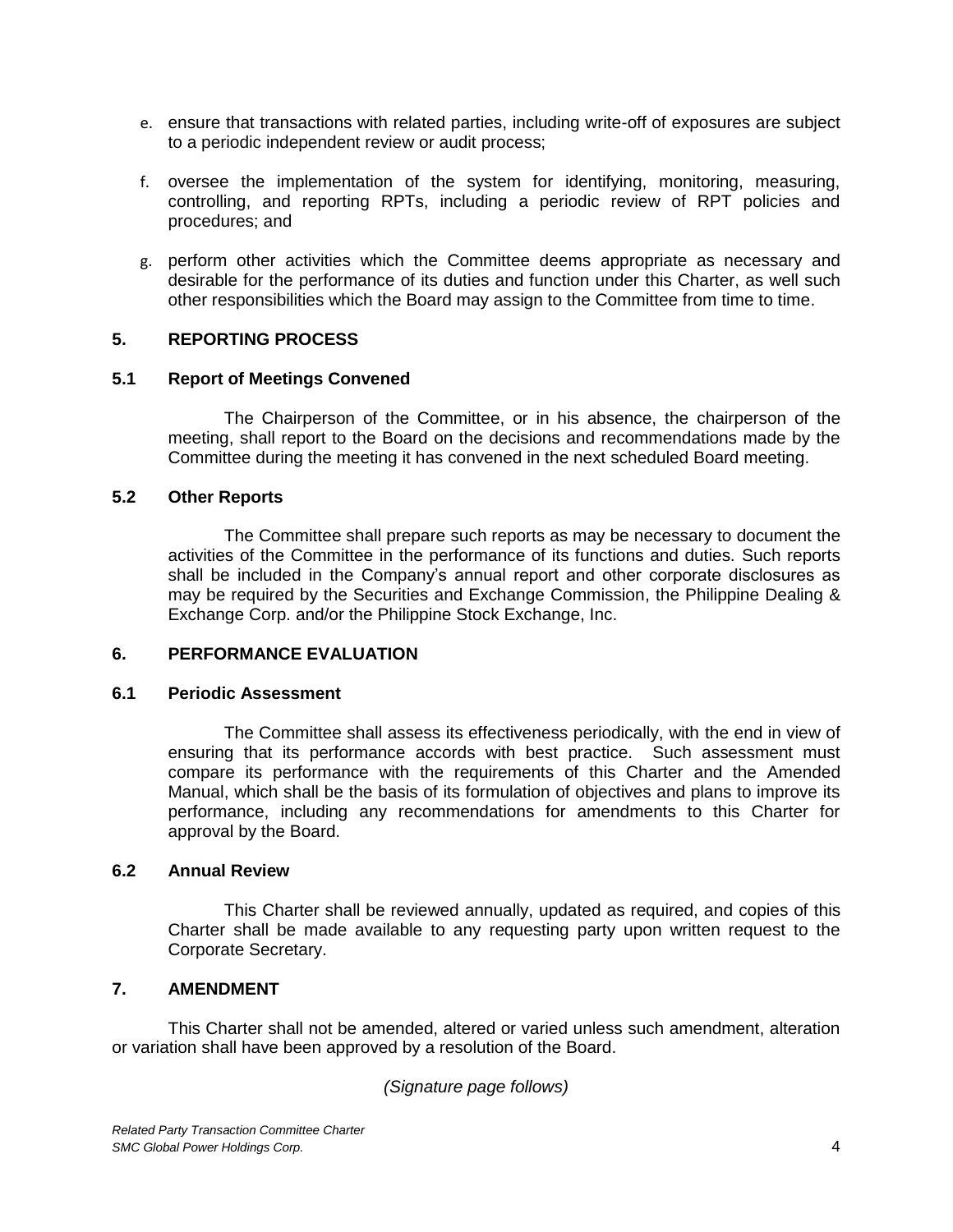e. ensure that transactions with related parties, including write-off of exposures are subject to a periodic independent review or audit process;

f. oversee the implementation of the system for identifying, monitoring, measuring, controlling, and reporting RPTs, including a periodic review of RPT policies and procedures; and

g. perform other activities which the Committee deems appropriate as necessary and desirable for the performance of its duties and function under this Charter, as well such other responsibilities which the Board may assign to the Committee from time to time.

## 5. REPORTING PROCESS

### 5.1 Report of Meetings Convened

The Chairperson of the Committee, or in his absence, the chairperson of the meeting, shall report to the Board on the decisions and recommendations made by the Committee during the meeting it has convened in the next scheduled Board meeting.

### 5.2 Other Reports

The Committee shall prepare such reports as may be necessary to document the activities of the Committee in the performance of its functions and duties. Such reports shall be included in the Company's annual report and other corporate disclosures as may be required by the Securities and Exchange Commission, the Philippine Dealing & Exchange Corp. and/or the Philippine Stock Exchange, Inc.

## 6. PERFORMANCE EVALUATION

### 6.1 Periodic Assessment

The Committee shall assess its effectiveness periodically, with the end in view of ensuring that its performance accords with best practice. Such assessment must compare its performance with the requirements of this Charter and the Amended Manual, which shall be the basis of its formulation of objectives and plans to improve its performance, including any recommendations for amendments to this Charter for approval by the Board.

### 6.2 Annual Review

This Charter shall be reviewed annually, updated as required, and copies of this Charter shall be made available to any requesting party upon written request to the Corporate Secretary.

## 7. AMENDMENT

This Charter shall not be amended, altered or varied unless such amendment, alteration or variation shall have been approved by a resolution of the Board.

*(Signature page follows)*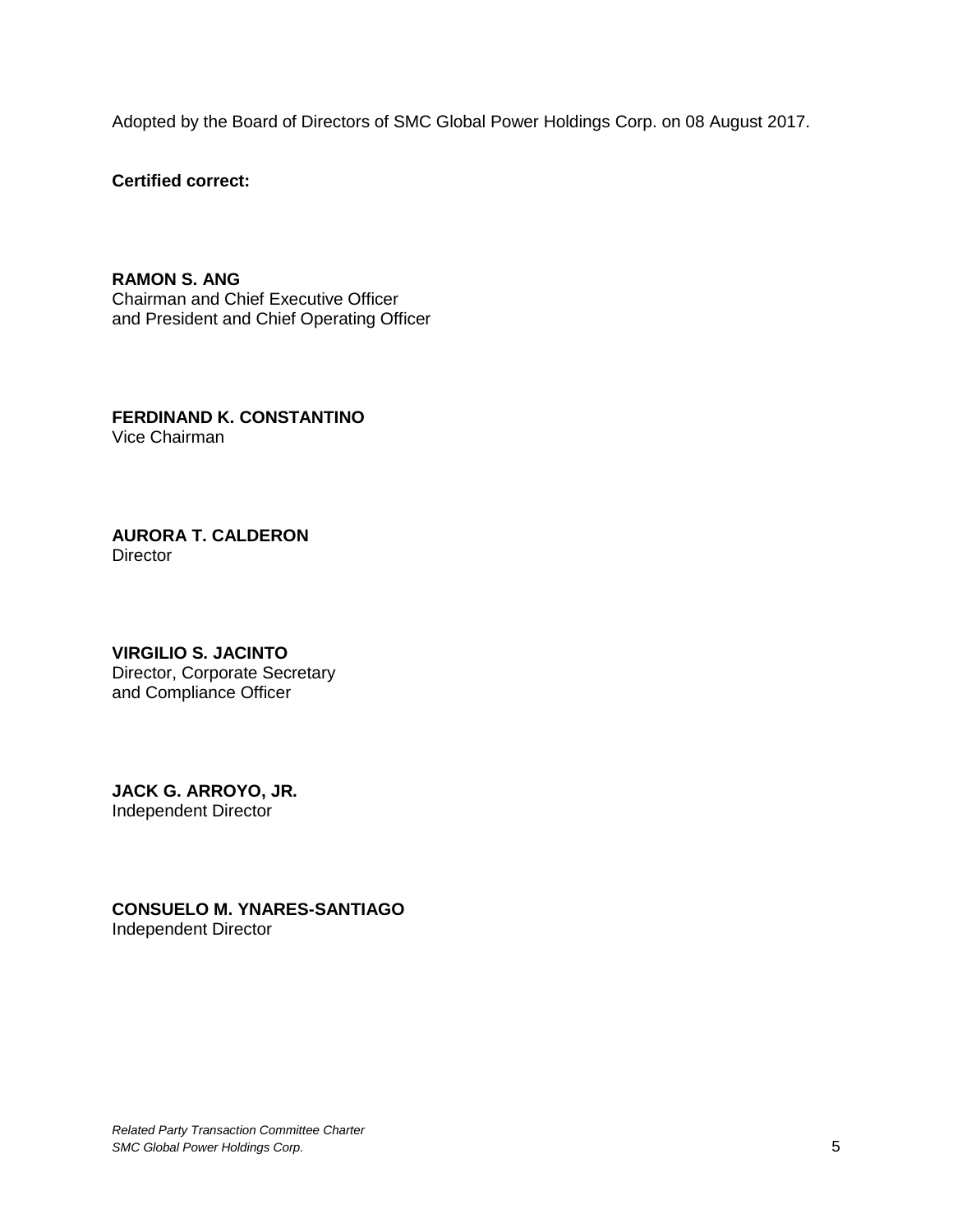Adopted by the Board of Directors of SMC Global Power Holdings Corp. on 08 August 2017.

**Certified correct:**

**RAMON S. ANG**
Chairman and Chief Executive Officer
and President and Chief Operating Officer

**FERDINAND K. CONSTANTINO**
Vice Chairman

**AURORA T. CALDERON**
Director

**VIRGILIO S. JACINTO**
Director, Corporate Secretary
and Compliance Officer

**JACK G. ARROYO, JR.**
Independent Director

**CONSUELO M. YNARES-SANTIAGO**
Independent Director